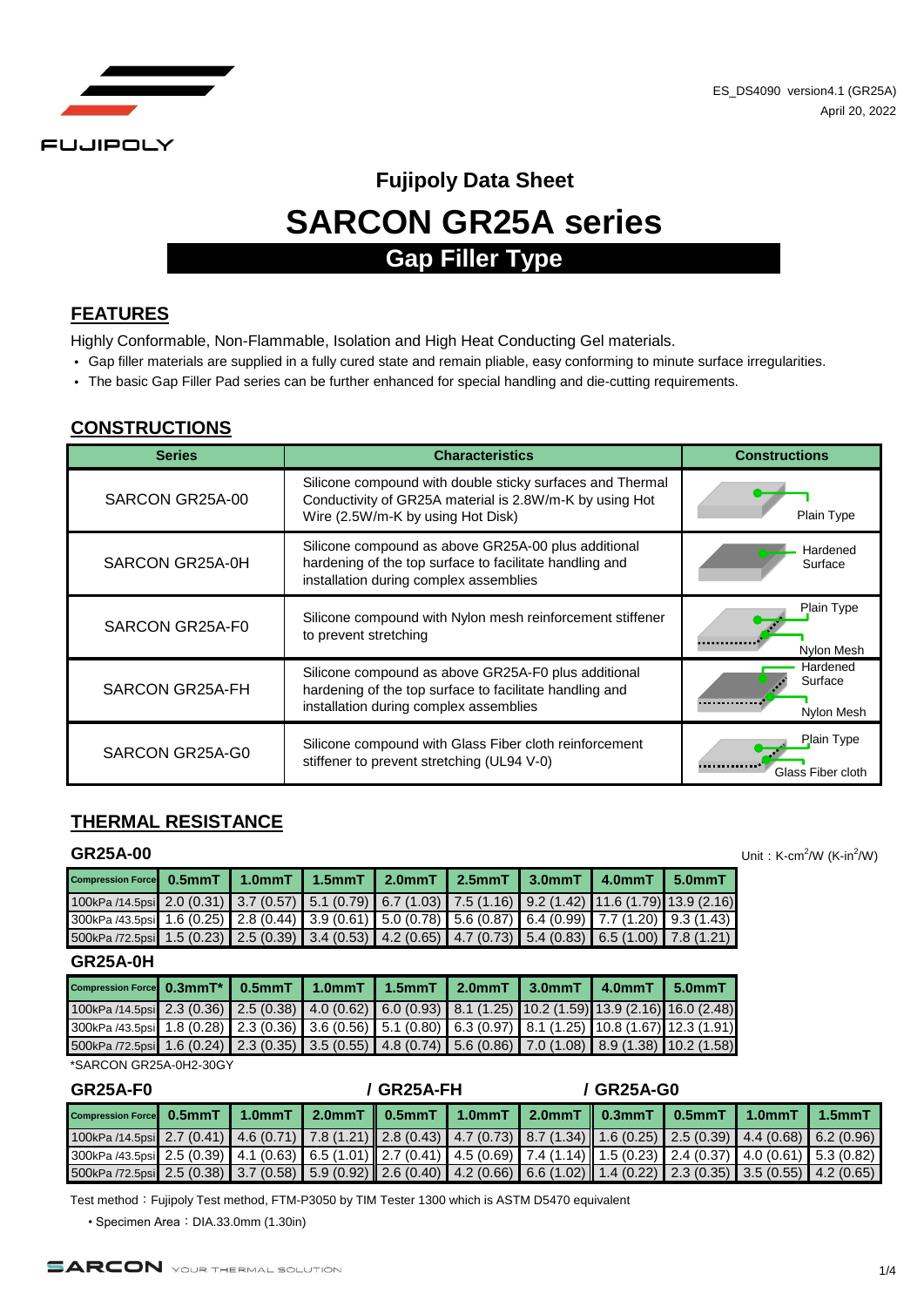ES_DS4090 version4.1 (GR25A)
April 20, 2022

## Fujipoly Data Sheet

# SARCON GR25A series

## Gap Filler Type

## FEATURES

Highly Conformable, Non-Flammable, Isolation and High Heat Conducting Gel materials.

- Gap filler materials are supplied in a fully cured state and remain pliable, easy conforming to minute surface irregularities.
- The basic Gap Filler Pad series can be further enhanced for special handling and die-cutting requirements.

## CONSTRUCTIONS

| Series | Characteristics | Constructions |
|---|---|---|
| SARCON GR25A-00 | Silicone compound with double sticky surfaces and Thermal Conductivity of GR25A material is 2.8W/m-K by using Hot Wire (2.5W/m-K by using Hot Disk) | Plain Type |
| SARCON GR25A-0H | Silicone compound as above GR25A-00 plus additional hardening of the top surface to facilitate handling and installation during complex assemblies | Hardened Surface |
| SARCON GR25A-F0 | Silicone compound with Nylon mesh reinforcement stiffener to prevent stretching | Plain Type / Nylon Mesh |
| SARCON GR25A-FH | Silicone compound as above GR25A-F0 plus additional hardening of the top surface to facilitate handling and installation during complex assemblies | Hardened Surface / Nylon Mesh |
| SARCON GR25A-G0 | Silicone compound with Glass Fiber cloth reinforcement stiffener to prevent stretching (UL94 V-0) | Plain Type / Glass Fiber cloth |

## THERMAL RESISTANCE

Unit : K-cm$^2$/W (K-in$^2$/W)

### GR25A-00

| Compression Force | 0.5mmT | 1.0mmT | 1.5mmT | 2.0mmT | 2.5mmT | 3.0mmT | 4.0mmT | 5.0mmT |
|---|---|---|---|---|---|---|---|---|
| 100kPa /14.5psi | 2.0 (0.31) | 3.7 (0.57) | 5.1 (0.79) | 6.7 (1.03) | 7.5 (1.16) | 9.2 (1.42) | 11.6 (1.79) | 13.9 (2.16) |
| 300kPa /43.5psi | 1.6 (0.25) | 2.8 (0.44) | 3.9 (0.61) | 5.0 (0.78) | 5.6 (0.87) | 6.4 (0.99) | 7.7 (1.20) | 9.3 (1.43) |
| 500kPa /72.5psi | 1.5 (0.23) | 2.5 (0.39) | 3.4 (0.53) | 4.2 (0.65) | 4.7 (0.73) | 5.4 (0.83) | 6.5 (1.00) | 7.8 (1.21) |

### GR25A-0H

| Compression Force | 0.3mmT* | 0.5mmT | 1.0mmT | 1.5mmT | 2.0mmT | 3.0mmT | 4.0mmT | 5.0mmT |
|---|---|---|---|---|---|---|---|---|
| 100kPa /14.5psi | 2.3 (0.36) | 2.5 (0.38) | 4.0 (0.62) | 6.0 (0.93) | 8.1 (1.25) | 10.2 (1.59) | 13.9 (2.16) | 16.0 (2.48) |
| 300kPa /43.5psi | 1.8 (0.28) | 2.3 (0.36) | 3.6 (0.56) | 5.1 (0.80) | 6.3 (0.97) | 8.1 (1.25) | 10.8 (1.67) | 12.3 (1.91) |
| 500kPa /72.5psi | 1.6 (0.24) | 2.3 (0.35) | 3.5 (0.55) | 4.8 (0.74) | 5.6 (0.86) | 7.0 (1.08) | 8.9 (1.38) | 10.2 (1.58) |

*SARCON GR25A-0H2-30GY

### GR25A-F0 / GR25A-FH / GR25A-G0

| Compression Force | GR25A-F0 0.5mmT | GR25A-F0 1.0mmT | GR25A-F0 2.0mmT | GR25A-FH 0.5mmT | GR25A-FH 1.0mmT | GR25A-FH 2.0mmT | GR25A-G0 0.3mmT | GR25A-G0 0.5mmT | GR25A-G0 1.0mmT | GR25A-G0 1.5mmT |
|---|---|---|---|---|---|---|---|---|---|---|
| 100kPa /14.5psi | 2.7 (0.41) | 4.6 (0.71) | 7.8 (1.21) | 2.8 (0.43) | 4.7 (0.73) | 8.7 (1.34) | 1.6 (0.25) | 2.5 (0.39) | 4.4 (0.68) | 6.2 (0.96) |
| 300kPa /43.5psi | 2.5 (0.39) | 4.1 (0.63) | 6.5 (1.01) | 2.7 (0.41) | 4.5 (0.69) | 7.4 (1.14) | 1.5 (0.23) | 2.4 (0.37) | 4.0 (0.61) | 5.3 (0.82) |
| 500kPa /72.5psi | 2.5 (0.38) | 3.7 (0.58) | 5.9 (0.92) | 2.6 (0.40) | 4.2 (0.66) | 6.6 (1.02) | 1.4 (0.22) | 2.3 (0.35) | 3.5 (0.55) | 4.2 (0.65) |

Test method：Fujipoly Test method, FTM-P3050 by TIM Tester 1300 which is ASTM D5470 equivalent

- Specimen Area：DIA.33.0mm (1.30in)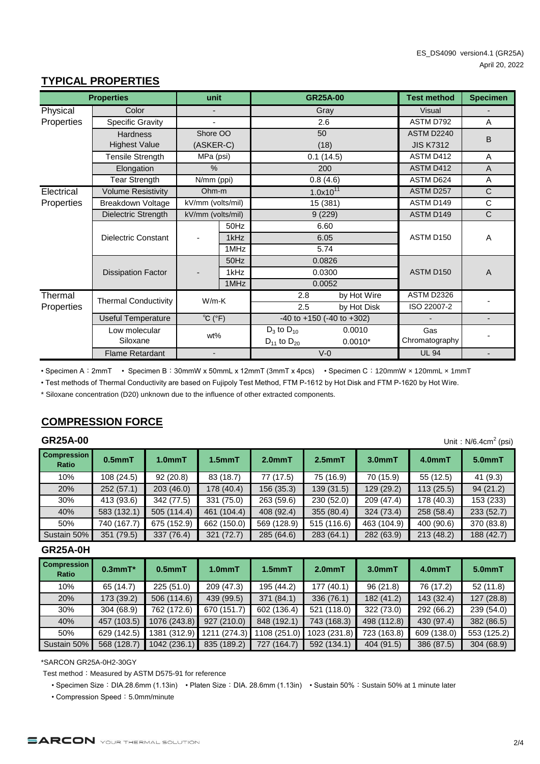## TYPICAL PROPERTIES

| Properties | | unit | | GR25A-00 | | Test method | Specimen |
|---|---|---|---|---|---|---|---|
| Physical Properties | Color | - | | Gray | | Visual | - |
| | Specific Gravity | - | | 2.6 | | ASTM D792 | A |
| | Hardness Highest Value | Shore OO (ASKER-C) | | 50 (18) | | ASTM D2240 JIS K7312 | B |
| | Tensile Strength | MPa (psi) | | 0.1 (14.5) | | ASTM D412 | A |
| | Elongation | % | | 200 | | ASTM D412 | A |
| | Tear Strength | N/mm (ppi) | | 0.8 (4.6) | | ASTM D624 | A |
| Electrical Properties | Volume Resistivity | Ohm-m | | $1.0x10^{11}$ | | ASTM D257 | C |
| | Breakdown Voltage | kV/mm (volts/mil) | | 15 (381) | | ASTM D149 | C |
| | Dielectric Strength | kV/mm (volts/mil) | | 9 (229) | | ASTM D149 | C |
| | Dielectric Constant | - | 50Hz | 6.60 | | ASTM D150 | A |
| | | | 1kHz | 6.05 | | | |
| | | | 1MHz | 5.74 | | | |
| | Dissipation Factor | - | 50Hz | 0.0826 | | ASTM D150 | A |
| | | | 1kHz | 0.0300 | | | |
| | | | 1MHz | 0.0052 | | | |
| Thermal Properties | Thermal Conductivity | W/m-K | | 2.8 | by Hot Wire | ASTM D2326 | - |
| | | | | 2.5 | by Hot Disk | ISO 22007-2 | |
| | Useful Temperature | ℃ (°F) | | -40 to +150 (-40 to +302) | | - | - |
| | Low molecular Siloxane | wt% | | $D_3$ to $D_{10}$ | 0.0010 | Gas Chromatography | - |
| | | | | $D_{11}$ to $D_{20}$ | 0.0010* | | |
| | Flame Retardant | - | | V-0 | | UL 94 | - |

• Specimen A：2mmT • Specimen B：30mmW x 50mmL x 12mmT (3mmT x 4pcs) • Specimen C：120mmW × 120mmL × 1mmT

• Test methods of Thermal Conductivity are based on Fujipoly Test Method, FTM P-1612 by Hot Disk and FTM P-1620 by Hot Wire.

* Siloxane concentration (D20) unknown due to the influence of other extracted components.

## COMPRESSION FORCE

### GR25A-00

Unit：N/6.4cm$^2$ (psi)

| Compression Ratio | 0.5mmT | 1.0mmT | 1.5mmT | 2.0mmT | 2.5mmT | 3.0mmT | 4.0mmT | 5.0mmT |
|---|---|---|---|---|---|---|---|---|
| 10% | 108 (24.5) | 92 (20.8) | 83 (18.7) | 77 (17.5) | 75 (16.9) | 70 (15.9) | 55 (12.5) | 41 (9.3) |
| 20% | 252 (57.1) | 203 (46.0) | 178 (40.4) | 156 (35.3) | 139 (31.5) | 129 (29.2) | 113 (25.5) | 94 (21.2) |
| 30% | 413 (93.6) | 342 (77.5) | 331 (75.0) | 263 (59.6) | 230 (52.0) | 209 (47.4) | 178 (40.3) | 153 (233) |
| 40% | 583 (132.1) | 505 (114.4) | 461 (104.4) | 408 (92.4) | 355 (80.4) | 324 (73.4) | 258 (58.4) | 233 (52.7) |
| 50% | 740 (167.7) | 675 (152.9) | 662 (150.0) | 569 (128.9) | 515 (116.6) | 463 (104.9) | 400 (90.6) | 370 (83.8) |
| Sustain 50% | 351 (79.5) | 337 (76.4) | 321 (72.7) | 285 (64.6) | 283 (64.1) | 282 (63.9) | 213 (48.2) | 188 (42.7) |

### GR25A-0H

| Compression Ratio | 0.3mmT* | 0.5mmT | 1.0mmT | 1.5mmT | 2.0mmT | 3.0mmT | 4.0mmT | 5.0mmT |
|---|---|---|---|---|---|---|---|---|
| 10% | 65 (14.7) | 225 (51.0) | 209 (47.3) | 195 (44.2) | 177 (40.1) | 96 (21.8) | 76 (17.2) | 52 (11.8) |
| 20% | 173 (39.2) | 506 (114.6) | 439 (99.5) | 371 (84.1) | 336 (76.1) | 182 (41.2) | 143 (32.4) | 127 (28.8) |
| 30% | 304 (68.9) | 762 (172.6) | 670 (151.7) | 602 (136.4) | 521 (118.0) | 322 (73.0) | 292 (66.2) | 239 (54.0) |
| 40% | 457 (103.5) | 1076 (243.8) | 927 (210.0) | 848 (192.1) | 743 (168.3) | 498 (112.8) | 430 (97.4) | 382 (86.5) |
| 50% | 629 (142.5) | 1381 (312.9) | 1211 (274.3) | 1108 (251.0) | 1023 (231.8) | 723 (163.8) | 609 (138.0) | 553 (125.2) |
| Sustain 50% | 568 (128.7) | 1042 (236.1) | 835 (189.2) | 727 (164.7) | 592 (134.1) | 404 (91.5) | 386 (87.5) | 304 (68.9) |

*SARCON GR25A-0H2-30GY

Test method：Measured by ASTM D575-91 for reference

• Specimen Size：DIA.28.6mm (1.13in) • Platen Size：DIA. 28.6mm (1.13in) • Sustain 50%：Sustain 50% at 1 minute later

• Compression Speed：5.0mm/minute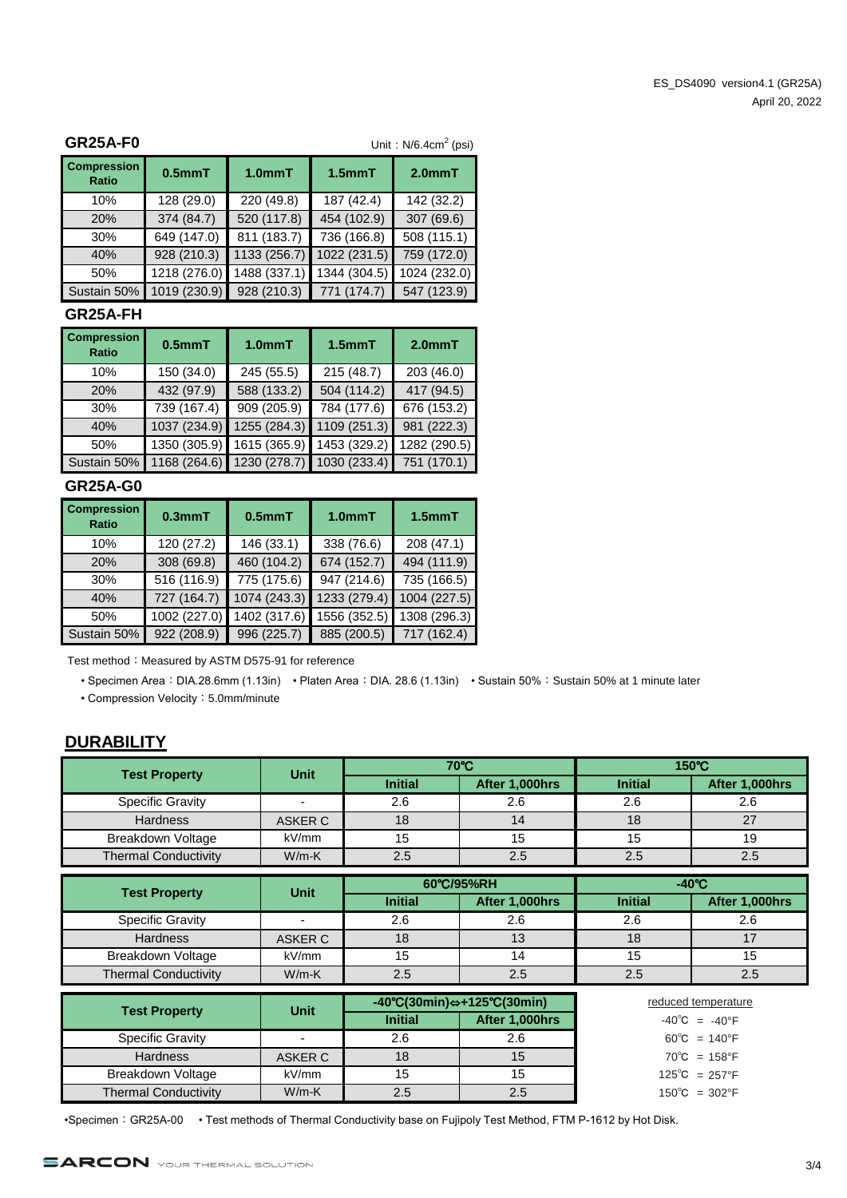## GR25A-F0

Unit：N/6.4cm$^2$ (psi)

| Compression Ratio | 0.5mmT | 1.0mmT | 1.5mmT | 2.0mmT |
|---|---|---|---|---|
| 10% | 128 (29.0) | 220 (49.8) | 187 (42.4) | 142 (32.2) |
| 20% | 374 (84.7) | 520 (117.8) | 454 (102.9) | 307 (69.6) |
| 30% | 649 (147.0) | 811 (183.7) | 736 (166.8) | 508 (115.1) |
| 40% | 928 (210.3) | 1133 (256.7) | 1022 (231.5) | 759 (172.0) |
| 50% | 1218 (276.0) | 1488 (337.1) | 1344 (304.5) | 1024 (232.0) |
| Sustain 50% | 1019 (230.9) | 928 (210.3) | 771 (174.7) | 547 (123.9) |

## GR25A-FH

| Compression Ratio | 0.5mmT | 1.0mmT | 1.5mmT | 2.0mmT |
|---|---|---|---|---|
| 10% | 150 (34.0) | 245 (55.5) | 215 (48.7) | 203 (46.0) |
| 20% | 432 (97.9) | 588 (133.2) | 504 (114.2) | 417 (94.5) |
| 30% | 739 (167.4) | 909 (205.9) | 784 (177.6) | 676 (153.2) |
| 40% | 1037 (234.9) | 1255 (284.3) | 1109 (251.3) | 981 (222.3) |
| 50% | 1350 (305.9) | 1615 (365.9) | 1453 (329.2) | 1282 (290.5) |
| Sustain 50% | 1168 (264.6) | 1230 (278.7) | 1030 (233.4) | 751 (170.1) |

## GR25A-G0

| Compression Ratio | 0.3mmT | 0.5mmT | 1.0mmT | 1.5mmT |
|---|---|---|---|---|
| 10% | 120 (27.2) | 146 (33.1) | 338 (76.6) | 208 (47.1) |
| 20% | 308 (69.8) | 460 (104.2) | 674 (152.7) | 494 (111.9) |
| 30% | 516 (116.9) | 775 (175.6) | 947 (214.6) | 735 (166.5) |
| 40% | 727 (164.7) | 1074 (243.3) | 1233 (279.4) | 1004 (227.5) |
| 50% | 1002 (227.0) | 1402 (317.6) | 1556 (352.5) | 1308 (296.3) |
| Sustain 50% | 922 (208.9) | 996 (225.7) | 885 (200.5) | 717 (162.4) |

Test method：Measured by ASTM D575-91 for reference

- Specimen Area：DIA.28.6mm (1.13in) • Platen Area：DIA. 28.6 (1.13in) • Sustain 50%：Sustain 50% at 1 minute later
- Compression Velocity：5.0mm/minute

## DURABILITY

| Test Property | Unit | 70℃ | | 150℃ | |
|---|---|---|---|---|---|
| | | Initial | After 1,000hrs | Initial | After 1,000hrs |
| Specific Gravity | - | 2.6 | 2.6 | 2.6 | 2.6 |
| Hardness | ASKER C | 18 | 14 | 18 | 27 |
| Breakdown Voltage | kV/mm | 15 | 15 | 15 | 19 |
| Thermal Conductivity | W/m-K | 2.5 | 2.5 | 2.5 | 2.5 |

| Test Property | Unit | 60℃/95%RH | | -40℃ | |
|---|---|---|---|---|---|
| | | Initial | After 1,000hrs | Initial | After 1,000hrs |
| Specific Gravity | - | 2.6 | 2.6 | 2.6 | 2.6 |
| Hardness | ASKER C | 18 | 13 | 18 | 17 |
| Breakdown Voltage | kV/mm | 15 | 14 | 15 | 15 |
| Thermal Conductivity | W/m-K | 2.5 | 2.5 | 2.5 | 2.5 |

| Test Property | Unit | -40℃(30min)⇔+125℃(30min) | |
|---|---|---|---|
| | | Initial | After 1,000hrs |
| Specific Gravity | - | 2.6 | 2.6 |
| Hardness | ASKER C | 18 | 15 |
| Breakdown Voltage | kV/mm | 15 | 15 |
| Thermal Conductivity | W/m-K | 2.5 | 2.5 |

reduced temperature

- -40℃ = -40°F
- 60℃ = 140°F
- 70℃ = 158°F
- 125℃ = 257°F
- 150℃ = 302°F

•Specimen：GR25A-00 • Test methods of Thermal Conductivity base on Fujipoly Test Method, FTM P-1612 by Hot Disk.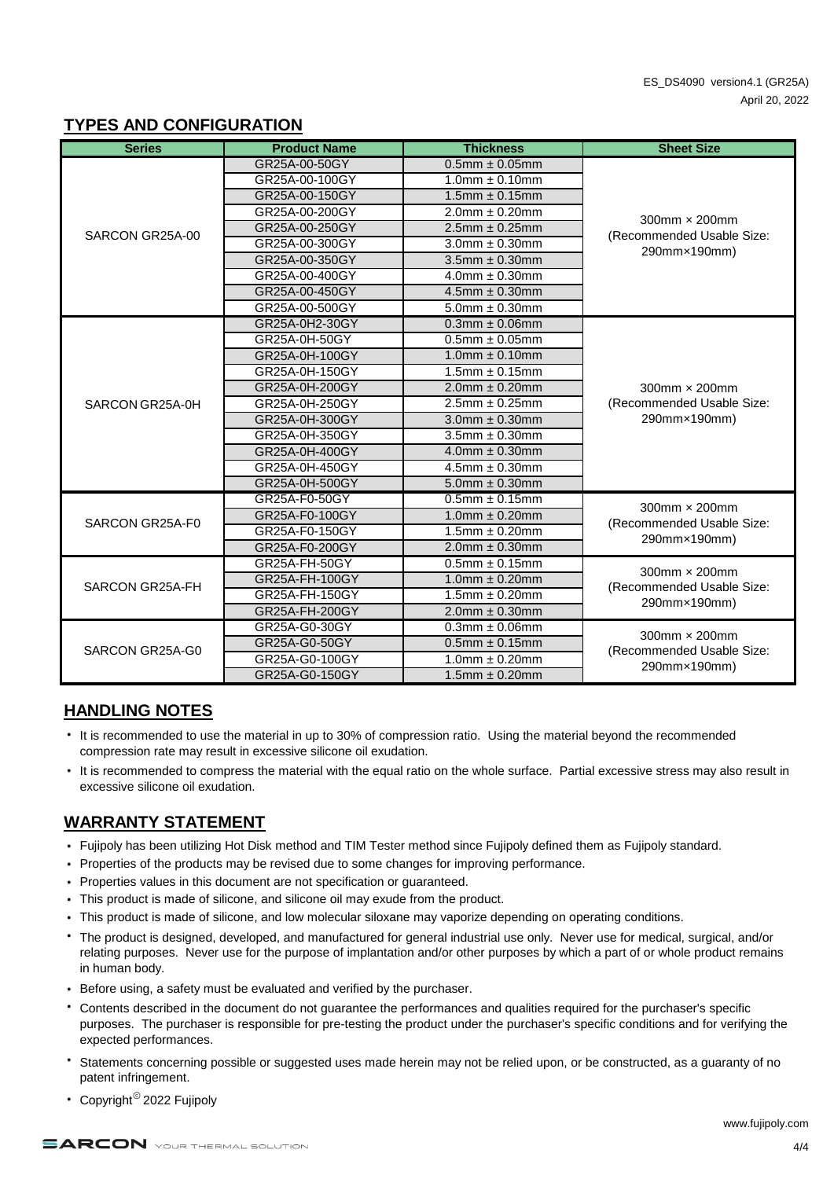## TYPES AND CONFIGURATION

| Series | Product Name | Thickness | Sheet Size |
|---|---|---|---|
| SARCON GR25A-00 | GR25A-00-50GY | 0.5mm ± 0.05mm | 300mm × 200mm (Recommended Usable Size: 290mm×190mm) |
| | GR25A-00-100GY | 1.0mm ± 0.10mm | |
| | GR25A-00-150GY | 1.5mm ± 0.15mm | |
| | GR25A-00-200GY | 2.0mm ± 0.20mm | |
| | GR25A-00-250GY | 2.5mm ± 0.25mm | |
| | GR25A-00-300GY | 3.0mm ± 0.30mm | |
| | GR25A-00-350GY | 3.5mm ± 0.30mm | |
| | GR25A-00-400GY | 4.0mm ± 0.30mm | |
| | GR25A-00-450GY | 4.5mm ± 0.30mm | |
| | GR25A-00-500GY | 5.0mm ± 0.30mm | |
| SARCON GR25A-0H | GR25A-0H2-30GY | 0.3mm ± 0.06mm | 300mm × 200mm (Recommended Usable Size: 290mm×190mm) |
| | GR25A-0H-50GY | 0.5mm ± 0.05mm | |
| | GR25A-0H-100GY | 1.0mm ± 0.10mm | |
| | GR25A-0H-150GY | 1.5mm ± 0.15mm | |
| | GR25A-0H-200GY | 2.0mm ± 0.20mm | |
| | GR25A-0H-250GY | 2.5mm ± 0.25mm | |
| | GR25A-0H-300GY | 3.0mm ± 0.30mm | |
| | GR25A-0H-350GY | 3.5mm ± 0.30mm | |
| | GR25A-0H-400GY | 4.0mm ± 0.30mm | |
| | GR25A-0H-450GY | 4.5mm ± 0.30mm | |
| | GR25A-0H-500GY | 5.0mm ± 0.30mm | |
| SARCON GR25A-F0 | GR25A-F0-50GY | 0.5mm ± 0.15mm | 300mm × 200mm (Recommended Usable Size: 290mm×190mm) |
| | GR25A-F0-100GY | 1.0mm ± 0.20mm | |
| | GR25A-F0-150GY | 1.5mm ± 0.20mm | |
| | GR25A-F0-200GY | 2.0mm ± 0.30mm | |
| SARCON GR25A-FH | GR25A-FH-50GY | 0.5mm ± 0.15mm | 300mm × 200mm (Recommended Usable Size: 290mm×190mm) |
| | GR25A-FH-100GY | 1.0mm ± 0.20mm | |
| | GR25A-FH-150GY | 1.5mm ± 0.20mm | |
| | GR25A-FH-200GY | 2.0mm ± 0.30mm | |
| SARCON GR25A-G0 | GR25A-G0-30GY | 0.3mm ± 0.06mm | 300mm × 200mm (Recommended Usable Size: 290mm×190mm) |
| | GR25A-G0-50GY | 0.5mm ± 0.15mm | |
| | GR25A-G0-100GY | 1.0mm ± 0.20mm | |
| | GR25A-G0-150GY | 1.5mm ± 0.20mm | |

## HANDLING NOTES

- It is recommended to use the material in up to 30% of compression ratio. Using the material beyond the recommended compression rate may result in excessive silicone oil exudation.
- It is recommended to compress the material with the equal ratio on the whole surface. Partial excessive stress may also result in excessive silicone oil exudation.

## WARRANTY STATEMENT

- Fujipoly has been utilizing Hot Disk method and TIM Tester method since Fujipoly defined them as Fujipoly standard.
- Properties of the products may be revised due to some changes for improving performance.
- Properties values in this document are not specification or guaranteed.
- This product is made of silicone, and silicone oil may exude from the product.
- This product is made of silicone, and low molecular siloxane may vaporize depending on operating conditions.
- The product is designed, developed, and manufactured for general industrial use only. Never use for medical, surgical, and/or relating purposes. Never use for the purpose of implantation and/or other purposes by which a part of or whole product remains in human body.
- Before using, a safety must be evaluated and verified by the purchaser.
- Contents described in the document do not guarantee the performances and qualities required for the purchaser's specific purposes. The purchaser is responsible for pre-testing the product under the purchaser's specific conditions and for verifying the expected performances.
- Statements concerning possible or suggested uses made herein may not be relied upon, or be constructed, as a guaranty of no patent infringement.
- Copyright© 2022 Fujipoly